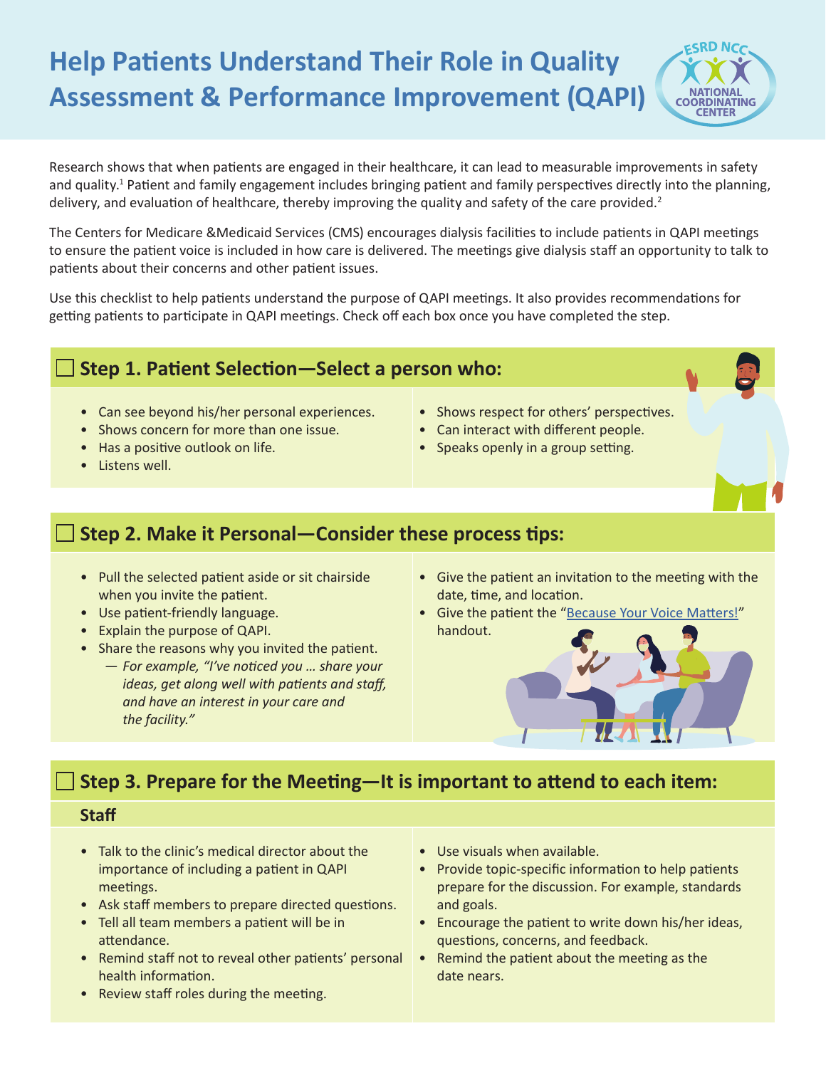# Help Patients Understand Their Role in Quality Assessment & Performance Improvement (QAPI)

Research shows that when patients are engaged in their healthcare, it can lead to measurable improvements in safety and quality.[1] Patient and family engagement includes bringing patient and family perspectives directly into the planning, delivery, and evaluation of healthcare, thereby improving the quality and safety of the care provided.[2]

The Centers for Medicare &Medicaid Services (CMS) encourages dialysis facilities to include patients in QAPI meetings to ensure the patient voice is included in how care is delivered. The meetings give dialysis staff an opportunity to talk to patients about their concerns and other patient issues.

Use this checklist to help patients understand the purpose of QAPI meetings. It also provides recommendations for getting patients to participate in QAPI meetings. Check off each box once you have completed the step.

## ☐ Step 1. Patient Selection—Select a person who:

- Can see beyond his/her personal experiences.
- Shows concern for more than one issue.
- Has a positive outlook on life.
- Listens well.
- Shows respect for others' perspectives.
- Can interact with different people.
- Speaks openly in a group setting.

## ☐ Step 2. Make it Personal—Consider these process tips:

- Pull the selected patient aside or sit chairside when you invite the patient.
- Use patient-friendly language.
- Explain the purpose of QAPI.
- Share the reasons why you invited the patient.
  - *For example, "I've noticed you … share your ideas, get along well with patients and staff, and have an interest in your care and the facility."*
- Give the patient an invitation to the meeting with the date, time, and location.
- Give the patient the "[Because Your Voice Matters!]" handout.

## ☐ Step 3. Prepare for the Meeting—It is important to attend to each item:

### Staff

- Talk to the clinic's medical director about the importance of including a patient in QAPI meetings.
- Ask staff members to prepare directed questions.
- Tell all team members a patient will be in attendance.
- Remind staff not to reveal other patients' personal health information.
- Review staff roles during the meeting.
- Use visuals when available.
- Provide topic-specific information to help patients prepare for the discussion. For example, standards and goals.
- Encourage the patient to write down his/her ideas, questions, concerns, and feedback.
- Remind the patient about the meeting as the date nears.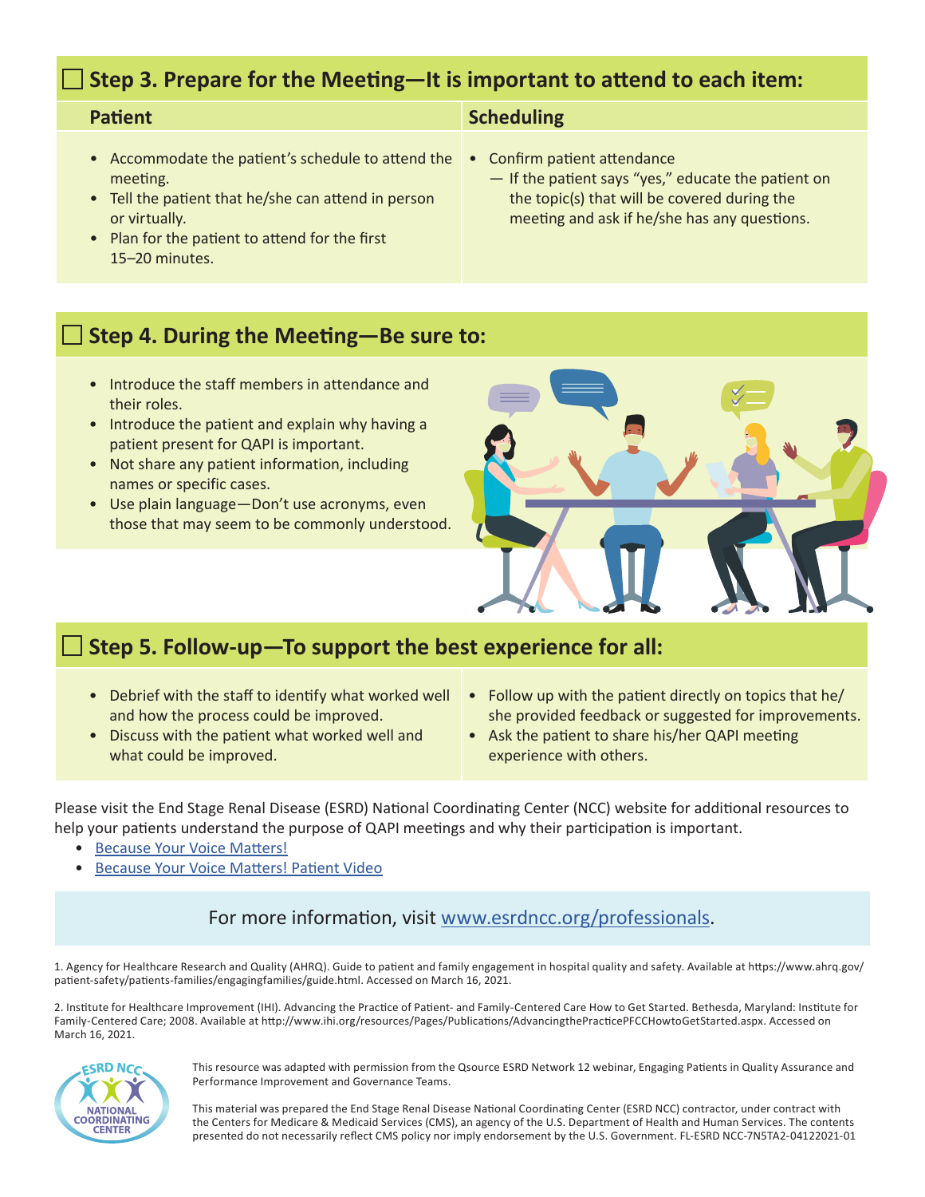## ☐ Step 3. Prepare for the Meeting—It is important to attend to each item:

**Patient**

- Accommodate the patient's schedule to attend the meeting.
- Tell the patient that he/she can attend in person or virtually.
- Plan for the patient to attend for the first 15–20 minutes.

**Scheduling**

- Confirm patient attendance
  - If the patient says "yes," educate the patient on the topic(s) that will be covered during the meeting and ask if he/she has any questions.

## ☐ Step 4. During the Meeting—Be sure to:

- Introduce the staff members in attendance and their roles.
- Introduce the patient and explain why having a patient present for QAPI is important.
- Not share any patient information, including names or specific cases.
- Use plain language—Don't use acronyms, even those that may seem to be commonly understood.

## ☐ Step 5. Follow-up—To support the best experience for all:

- Debrief with the staff to identify what worked well and how the process could be improved.
- Discuss with the patient what worked well and what could be improved.
- Follow up with the patient directly on topics that he/she provided feedback or suggested for improvements.
- Ask the patient to share his/her QAPI meeting experience with others.

Please visit the End Stage Renal Disease (ESRD) National Coordinating Center (NCC) website for additional resources to help your patients understand the purpose of QAPI meetings and why their participation is important.

- Because Your Voice Matters!
- Because Your Voice Matters! Patient Video

For more information, visit www.esrdncc.org/professionals.

1. Agency for Healthcare Research and Quality (AHRQ). Guide to patient and family engagement in hospital quality and safety. Available at https://www.ahrq.gov/patient-safety/patients-families/engagingfamilies/guide.html. Accessed on March 16, 2021.

2. Institute for Healthcare Improvement (IHI). Advancing the Practice of Patient- and Family-Centered Care How to Get Started. Bethesda, Maryland: Institute for Family-Centered Care; 2008. Available at http://www.ihi.org/resources/Pages/Publications/AdvancingthePracticePFCCHowtoGetStarted.aspx. Accessed on March 16, 2021.

ESRD NCC NATIONAL COORDINATING CENTER

This resource was adapted with permission from the Qsource ESRD Network 12 webinar, Engaging Patients in Quality Assurance and Performance Improvement and Governance Teams.

This material was prepared the End Stage Renal Disease National Coordinating Center (ESRD NCC) contractor, under contract with the Centers for Medicare & Medicaid Services (CMS), an agency of the U.S. Department of Health and Human Services. The contents presented do not necessarily reflect CMS policy nor imply endorsement by the U.S. Government. FL-ESRD NCC-7N5TA2-04122021-01